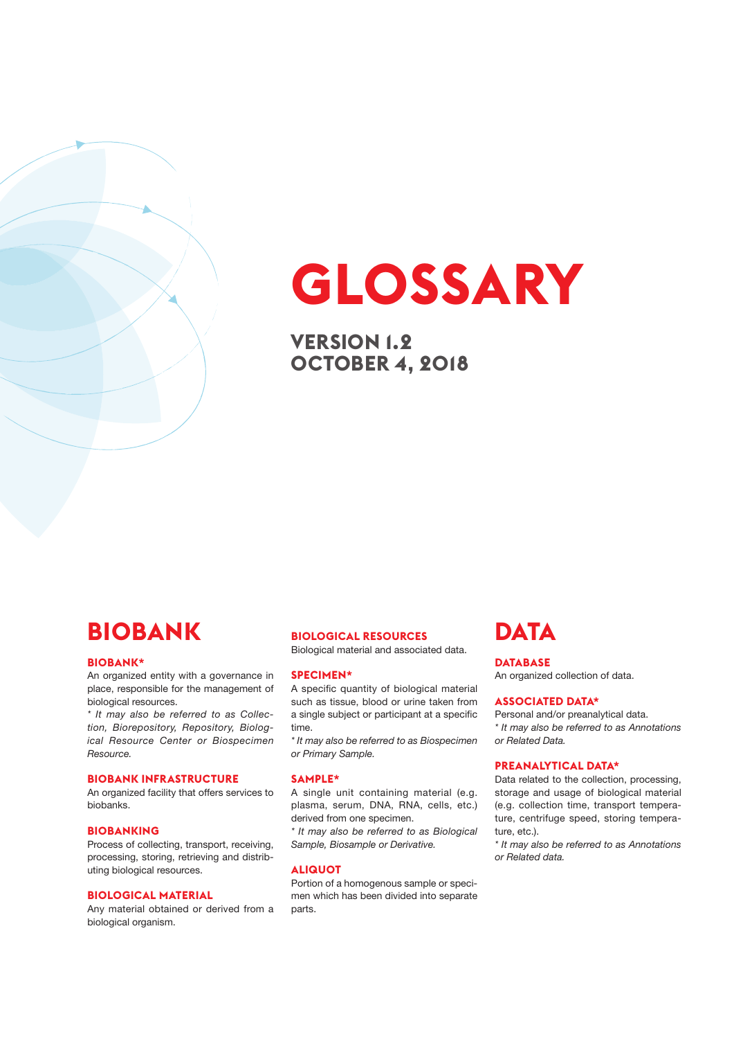# GLOSSARY

**VERSION 1.2**
**OCTOBER 4, 2018**

## BIOBANK

### BIOBANK*

An organized entity with a governance in place, responsible for the management of biological resources.

*\* It may also be referred to as Collection, Biorepository, Repository, Biological Resource Center or Biospecimen Resource.*

### BIOBANK INFRASTRUCTURE

An organized facility that offers services to biobanks.

### BIOBANKING

Process of collecting, transport, receiving, processing, storing, retrieving and distributing biological resources.

### BIOLOGICAL MATERIAL

Any material obtained or derived from a biological organism.

### BIOLOGICAL RESOURCES

Biological material and associated data.

### SPECIMEN*

A specific quantity of biological material such as tissue, blood or urine taken from a single subject or participant at a specific time.

*\* It may also be referred to as Biospecimen or Primary Sample.*

### SAMPLE*

A single unit containing material (e.g. plasma, serum, DNA, RNA, cells, etc.) derived from one specimen.

*\* It may also be referred to as Biological Sample, Biosample or Derivative.*

### ALIQUOT

Portion of a homogenous sample or specimen which has been divided into separate parts.

## DATA

### DATABASE

An organized collection of data.

### ASSOCIATED DATA*

Personal and/or preanalytical data.

*\* It may also be referred to as Annotations or Related Data.*

### PREANALYTICAL DATA*

Data related to the collection, processing, storage and usage of biological material (e.g. collection time, transport temperature, centrifuge speed, storing temperature, etc.).

*\* It may also be referred to as Annotations or Related data.*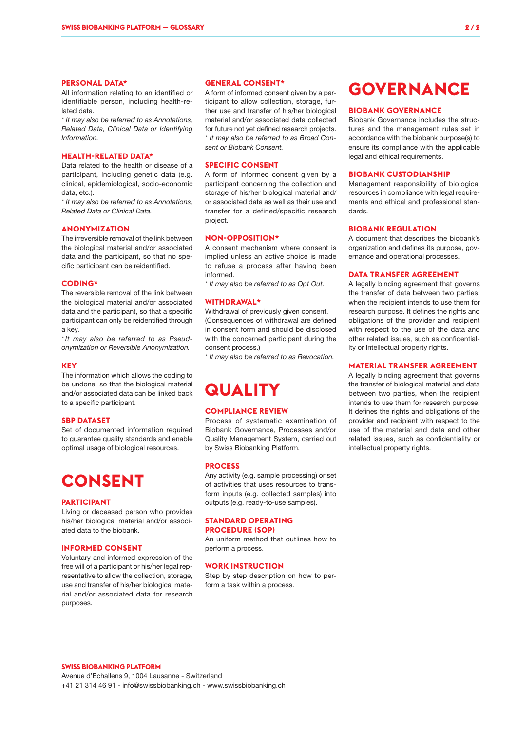### PERSONAL DATA*

All information relating to an identified or identifiable person, including health-related data.

*\* It may also be referred to as Annotations, Related Data, Clinical Data or Identifying Information.*

### HEALTH-RELATED DATA*

Data related to the health or disease of a participant, including genetic data (e.g. clinical, epidemiological, socio-economic data, etc.).

*\* It may also be referred to as Annotations, Related Data or Clinical Data.*

### ANONYMIZATION

The irreversible removal of the link between the biological material and/or associated data and the participant, so that no specific participant can be reidentified.

### CODING*

The reversible removal of the link between the biological material and/or associated data and the participant, so that a specific participant can only be reidentified through a key.

*\*It may also be referred to as Pseudonymization or Reversible Anonymization.*

### KEY

The information which allows the coding to be undone, so that the biological material and/or associated data can be linked back to a specific participant.

### SBP DATASET

Set of documented information required to guarantee quality standards and enable optimal usage of biological resources.

## CONSENT

### PARTICIPANT

Living or deceased person who provides his/her biological material and/or associated data to the biobank.

### INFORMED CONSENT

Voluntary and informed expression of the free will of a participant or his/her legal representative to allow the collection, storage, use and transfer of his/her biological material and/or associated data for research purposes.

### GENERAL CONSENT*

A form of informed consent given by a participant to allow collection, storage, further use and transfer of his/her biological material and/or associated data collected for future not yet defined research projects.

*\* It may also be referred to as Broad Consent or Biobank Consent.*

### SPECIFIC CONSENT

A form of informed consent given by a participant concerning the collection and storage of his/her biological material and/or associated data as well as their use and transfer for a defined/specific research project.

### NON-OPPOSITION*

A consent mechanism where consent is implied unless an active choice is made to refuse a process after having been informed.

*\* It may also be referred to as Opt Out.*

### WITHDRAWAL*

Withdrawal of previously given consent. (Consequences of withdrawal are defined in consent form and should be disclosed with the concerned participant during the consent process.)

*\* It may also be referred to as Revocation.*

## QUALITY

### COMPLIANCE REVIEW

Process of systematic examination of Biobank Governance, Processes and/or Quality Management System, carried out by Swiss Biobanking Platform.

### PROCESS

Any activity (e.g. sample processing) or set of activities that uses resources to transform inputs (e.g. collected samples) into outputs (e.g. ready-to-use samples).

### STANDARD OPERATING PROCEDURE (SOP)

An uniform method that outlines how to perform a process.

### WORK INSTRUCTION

Step by step description on how to perform a task within a process.

## GOVERNANCE

### BIOBANK GOVERNANCE

Biobank Governance includes the structures and the management rules set in accordance with the biobank purpose(s) to ensure its compliance with the applicable legal and ethical requirements.

### BIOBANK CUSTODIANSHIP

Management responsibility of biological resources in compliance with legal requirements and ethical and professional standards.

### BIOBANK REGULATION

A document that describes the biobank's organization and defines its purpose, governance and operational processes.

### DATA TRANSFER AGREEMENT

A legally binding agreement that governs the transfer of data between two parties, when the recipient intends to use them for research purpose. It defines the rights and obligations of the provider and recipient with respect to the use of the data and other related issues, such as confidentiality or intellectual property rights.

### MATERIAL TRANSFER AGREEMENT

A legally binding agreement that governs the transfer of biological material and data between two parties, when the recipient intends to use them for research purpose. It defines the rights and obligations of the provider and recipient with respect to the use of the material and data and other related issues, such as confidentiality or intellectual property rights.

**SWISS BIOBANKING PLATFORM**
Avenue d'Echallens 9, 1004 Lausanne - Switzerland
+41 21 314 46 91 - info@swissbiobanking.ch - www.swissbiobanking.ch